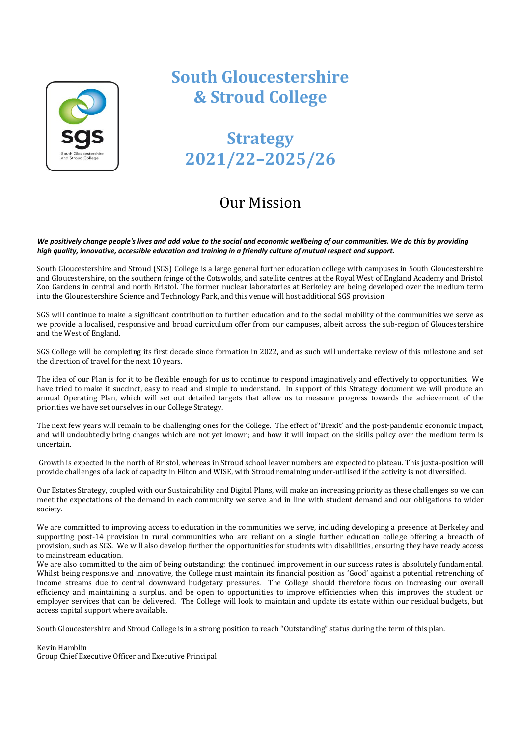# South Gloucestershire & Stroud College

# Strategy 2021/22–2025/26

## Our Mission

***We positively change people's lives and add value to the social and economic wellbeing of our communities. We do this by providing high quality, innovative, accessible education and training in a friendly culture of mutual respect and support.***

South Gloucestershire and Stroud (SGS) College is a large general further education college with campuses in South Gloucestershire and Gloucestershire, on the southern fringe of the Cotswolds, and satellite centres at the Royal West of England Academy and Bristol Zoo Gardens in central and north Bristol. The former nuclear laboratories at Berkeley are being developed over the medium term into the Gloucestershire Science and Technology Park, and this venue will host additional SGS provision

SGS will continue to make a significant contribution to further education and to the social mobility of the communities we serve as we provide a localised, responsive and broad curriculum offer from our campuses, albeit across the sub-region of Gloucestershire and the West of England.

SGS College will be completing its first decade since formation in 2022, and as such will undertake review of this milestone and set the direction of travel for the next 10 years.

The idea of our Plan is for it to be flexible enough for us to continue to respond imaginatively and effectively to opportunities. We have tried to make it succinct, easy to read and simple to understand. In support of this Strategy document we will produce an annual Operating Plan, which will set out detailed targets that allow us to measure progress towards the achievement of the priorities we have set ourselves in our College Strategy.

The next few years will remain to be challenging ones for the College. The effect of 'Brexit' and the post-pandemic economic impact, and will undoubtedly bring changes which are not yet known; and how it will impact on the skills policy over the medium term is uncertain.

Growth is expected in the north of Bristol, whereas in Stroud school leaver numbers are expected to plateau. This juxta-position will provide challenges of a lack of capacity in Filton and WISE, with Stroud remaining under-utilised if the activity is not diversified.

Our Estates Strategy, coupled with our Sustainability and Digital Plans, will make an increasing priority as these challenges so we can meet the expectations of the demand in each community we serve and in line with student demand and our obligations to wider society.

We are committed to improving access to education in the communities we serve, including developing a presence at Berkeley and supporting post-14 provision in rural communities who are reliant on a single further education college offering a breadth of provision, such as SGS. We will also develop further the opportunities for students with disabilities, ensuring they have ready access to mainstream education.

We are also committed to the aim of being outstanding; the continued improvement in our success rates is absolutely fundamental. Whilst being responsive and innovative, the College must maintain its financial position as 'Good' against a potential retrenching of income streams due to central downward budgetary pressures. The College should therefore focus on increasing our overall efficiency and maintaining a surplus, and be open to opportunities to improve efficiencies when this improves the student or employer services that can be delivered. The College will look to maintain and update its estate within our residual budgets, but access capital support where available.

South Gloucestershire and Stroud College is in a strong position to reach "Outstanding" status during the term of this plan.

Kevin Hamblin
Group Chief Executive Officer and Executive Principal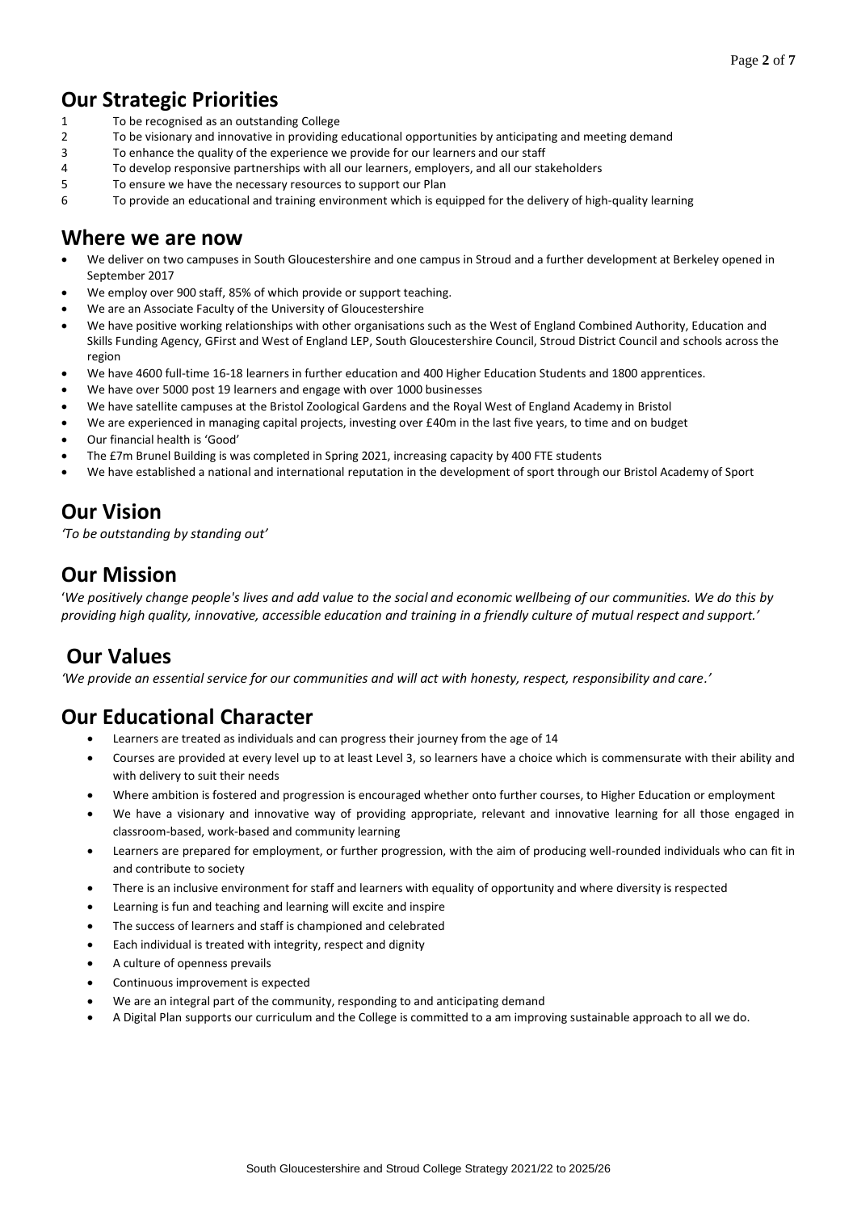## Our Strategic Priorities

1. To be recognised as an outstanding College
2. To be visionary and innovative in providing educational opportunities by anticipating and meeting demand
3. To enhance the quality of the experience we provide for our learners and our staff
4. To develop responsive partnerships with all our learners, employers, and all our stakeholders
5. To ensure we have the necessary resources to support our Plan
6. To provide an educational and training environment which is equipped for the delivery of high-quality learning

## Where we are now

- We deliver on two campuses in South Gloucestershire and one campus in Stroud and a further development at Berkeley opened in September 2017
- We employ over 900 staff, 85% of which provide or support teaching.
- We are an Associate Faculty of the University of Gloucestershire
- We have positive working relationships with other organisations such as the West of England Combined Authority, Education and Skills Funding Agency, GFirst and West of England LEP, South Gloucestershire Council, Stroud District Council and schools across the region
- We have 4600 full-time 16-18 learners in further education and 400 Higher Education Students and 1800 apprentices.
- We have over 5000 post 19 learners and engage with over 1000 businesses
- We have satellite campuses at the Bristol Zoological Gardens and the Royal West of England Academy in Bristol
- We are experienced in managing capital projects, investing over £40m in the last five years, to time and on budget
- Our financial health is 'Good'
- The £7m Brunel Building is was completed in Spring 2021, increasing capacity by 400 FTE students
- We have established a national and international reputation in the development of sport through our Bristol Academy of Sport

## Our Vision

*'To be outstanding by standing out'*

## Our Mission

'*We positively change people's lives and add value to the social and economic wellbeing of our communities. We do this by providing high quality, innovative, accessible education and training in a friendly culture of mutual respect and support.'*

## Our Values

*'We provide an essential service for our communities and will act with honesty, respect, responsibility and care.'*

## Our Educational Character

- Learners are treated as individuals and can progress their journey from the age of 14
- Courses are provided at every level up to at least Level 3, so learners have a choice which is commensurate with their ability and with delivery to suit their needs
- Where ambition is fostered and progression is encouraged whether onto further courses, to Higher Education or employment
- We have a visionary and innovative way of providing appropriate, relevant and innovative learning for all those engaged in classroom-based, work-based and community learning
- Learners are prepared for employment, or further progression, with the aim of producing well-rounded individuals who can fit in and contribute to society
- There is an inclusive environment for staff and learners with equality of opportunity and where diversity is respected
- Learning is fun and teaching and learning will excite and inspire
- The success of learners and staff is championed and celebrated
- Each individual is treated with integrity, respect and dignity
- A culture of openness prevails
- Continuous improvement is expected
- We are an integral part of the community, responding to and anticipating demand
- A Digital Plan supports our curriculum and the College is committed to a am improving sustainable approach to all we do.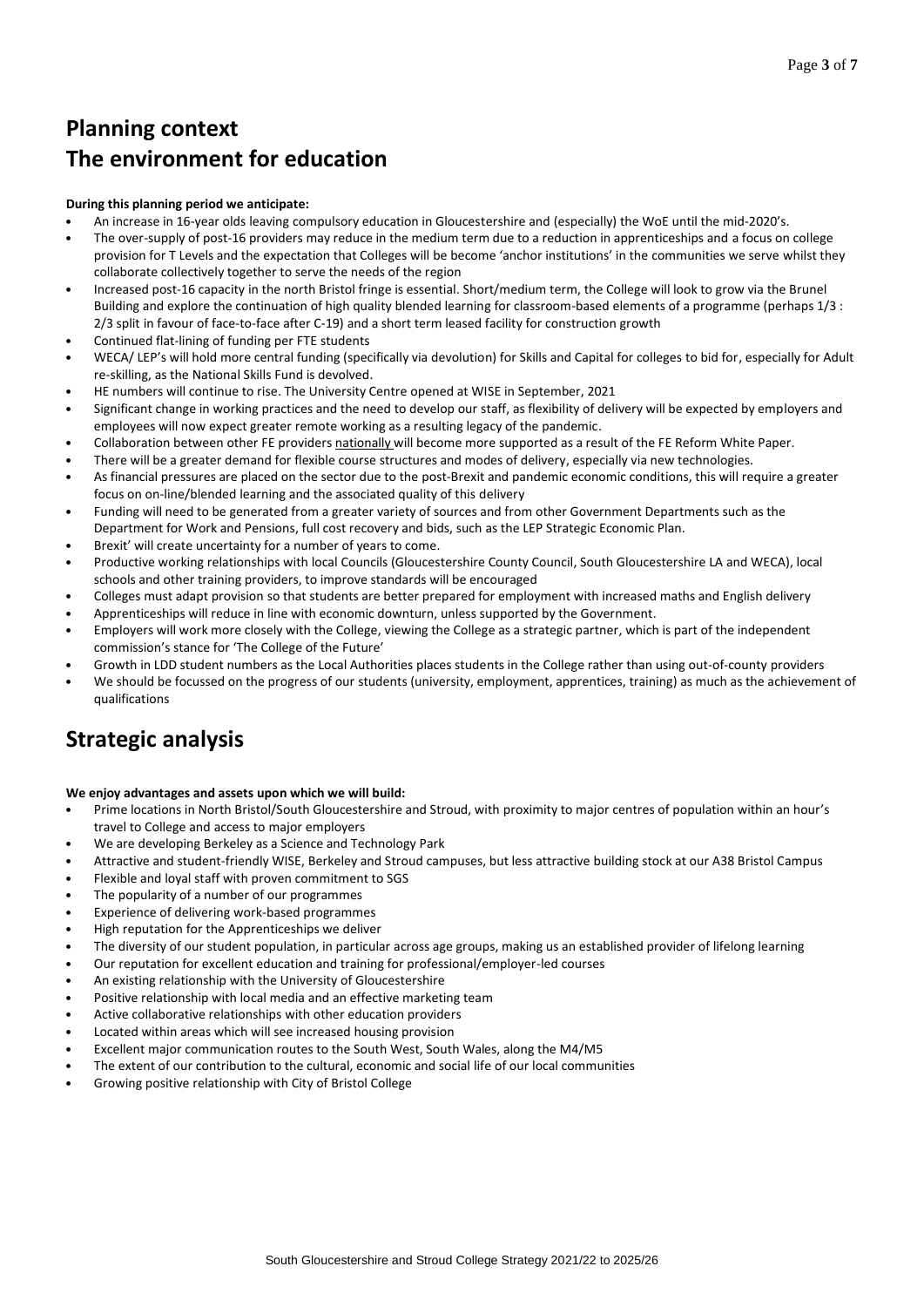# Planning context

# The environment for education

**During this planning period we anticipate:**

- An increase in 16-year olds leaving compulsory education in Gloucestershire and (especially) the WoE until the mid-2020's.
- The over-supply of post-16 providers may reduce in the medium term due to a reduction in apprenticeships and a focus on college provision for T Levels and the expectation that Colleges will be become 'anchor institutions' in the communities we serve whilst they collaborate collectively together to serve the needs of the region
- Increased post-16 capacity in the north Bristol fringe is essential. Short/medium term, the College will look to grow via the Brunel Building and explore the continuation of high quality blended learning for classroom-based elements of a programme (perhaps 1/3 : 2/3 split in favour of face-to-face after C-19) and a short term leased facility for construction growth
- Continued flat-lining of funding per FTE students
- WECA/ LEP's will hold more central funding (specifically via devolution) for Skills and Capital for colleges to bid for, especially for Adult re-skilling, as the National Skills Fund is devolved.
- HE numbers will continue to rise. The University Centre opened at WISE in September, 2021
- Significant change in working practices and the need to develop our staff, as flexibility of delivery will be expected by employers and employees will now expect greater remote working as a resulting legacy of the pandemic.
- Collaboration between other FE providers nationally will become more supported as a result of the FE Reform White Paper.
- There will be a greater demand for flexible course structures and modes of delivery, especially via new technologies.
- As financial pressures are placed on the sector due to the post-Brexit and pandemic economic conditions, this will require a greater focus on on-line/blended learning and the associated quality of this delivery
- Funding will need to be generated from a greater variety of sources and from other Government Departments such as the Department for Work and Pensions, full cost recovery and bids, such as the LEP Strategic Economic Plan.
- Brexit' will create uncertainty for a number of years to come.
- Productive working relationships with local Councils (Gloucestershire County Council, South Gloucestershire LA and WECA), local schools and other training providers, to improve standards will be encouraged
- Colleges must adapt provision so that students are better prepared for employment with increased maths and English delivery
- Apprenticeships will reduce in line with economic downturn, unless supported by the Government.
- Employers will work more closely with the College, viewing the College as a strategic partner, which is part of the independent commission's stance for 'The College of the Future'
- Growth in LDD student numbers as the Local Authorities places students in the College rather than using out-of-county providers
- We should be focussed on the progress of our students (university, employment, apprentices, training) as much as the achievement of qualifications

# Strategic analysis

**We enjoy advantages and assets upon which we will build:**

- Prime locations in North Bristol/South Gloucestershire and Stroud, with proximity to major centres of population within an hour's travel to College and access to major employers
- We are developing Berkeley as a Science and Technology Park
- Attractive and student-friendly WISE, Berkeley and Stroud campuses, but less attractive building stock at our A38 Bristol Campus
- Flexible and loyal staff with proven commitment to SGS
- The popularity of a number of our programmes
- Experience of delivering work-based programmes
- High reputation for the Apprenticeships we deliver
- The diversity of our student population, in particular across age groups, making us an established provider of lifelong learning
- Our reputation for excellent education and training for professional/employer-led courses
- An existing relationship with the University of Gloucestershire
- Positive relationship with local media and an effective marketing team
- Active collaborative relationships with other education providers
- Located within areas which will see increased housing provision
- Excellent major communication routes to the South West, South Wales, along the M4/M5
- The extent of our contribution to the cultural, economic and social life of our local communities
- Growing positive relationship with City of Bristol College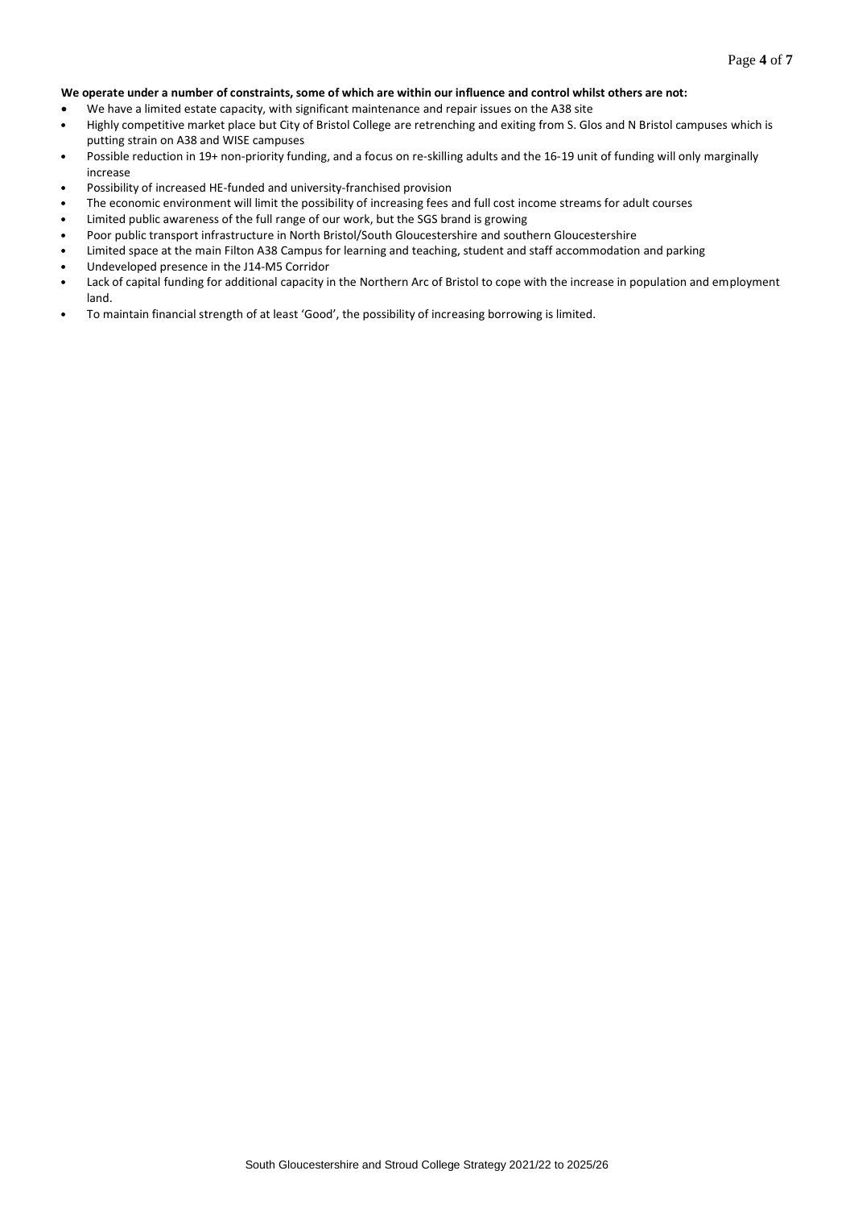**We operate under a number of constraints, some of which are within our influence and control whilst others are not:**

- We have a limited estate capacity, with significant maintenance and repair issues on the A38 site
- Highly competitive market place but City of Bristol College are retrenching and exiting from S. Glos and N Bristol campuses which is putting strain on A38 and WISE campuses
- Possible reduction in 19+ non-priority funding, and a focus on re-skilling adults and the 16-19 unit of funding will only marginally increase
- Possibility of increased HE-funded and university-franchised provision
- The economic environment will limit the possibility of increasing fees and full cost income streams for adult courses
- Limited public awareness of the full range of our work, but the SGS brand is growing
- Poor public transport infrastructure in North Bristol/South Gloucestershire and southern Gloucestershire
- Limited space at the main Filton A38 Campus for learning and teaching, student and staff accommodation and parking
- Undeveloped presence in the J14-M5 Corridor
- Lack of capital funding for additional capacity in the Northern Arc of Bristol to cope with the increase in population and employment land.
- To maintain financial strength of at least 'Good', the possibility of increasing borrowing is limited.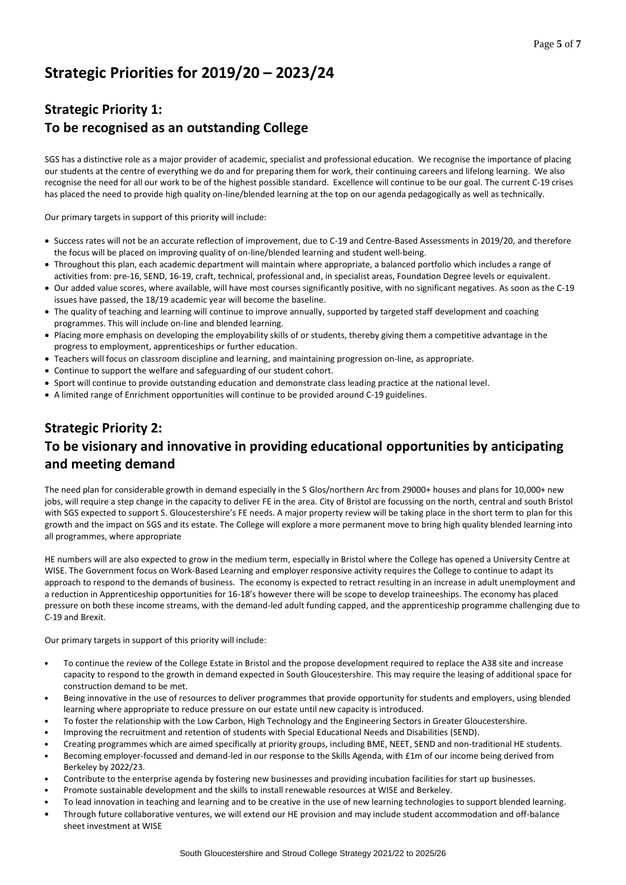# Strategic Priorities for 2019/20 – 2023/24

## Strategic Priority 1:
## To be recognised as an outstanding College

SGS has a distinctive role as a major provider of academic, specialist and professional education. We recognise the importance of placing our students at the centre of everything we do and for preparing them for work, their continuing careers and lifelong learning. We also recognise the need for all our work to be of the highest possible standard. Excellence will continue to be our goal. The current C-19 crises has placed the need to provide high quality on-line/blended learning at the top on our agenda pedagogically as well as technically.

Our primary targets in support of this priority will include:

- Success rates will not be an accurate reflection of improvement, due to C-19 and Centre-Based Assessments in 2019/20, and therefore the focus will be placed on improving quality of on-line/blended learning and student well-being.
- Throughout this plan, each academic department will maintain where appropriate, a balanced portfolio which includes a range of activities from: pre-16, SEND, 16-19, craft, technical, professional and, in specialist areas, Foundation Degree levels or equivalent.
- Our added value scores, where available, will have most courses significantly positive, with no significant negatives. As soon as the C-19 issues have passed, the 18/19 academic year will become the baseline.
- The quality of teaching and learning will continue to improve annually, supported by targeted staff development and coaching programmes. This will include on-line and blended learning.
- Placing more emphasis on developing the employability skills of or students, thereby giving them a competitive advantage in the progress to employment, apprenticeships or further education.
- Teachers will focus on classroom discipline and learning, and maintaining progression on-line, as appropriate.
- Continue to support the welfare and safeguarding of our student cohort.
- Sport will continue to provide outstanding education and demonstrate class leading practice at the national level.
- A limited range of Enrichment opportunities will continue to be provided around C-19 guidelines.

## Strategic Priority 2:
## To be visionary and innovative in providing educational opportunities by anticipating and meeting demand

The need plan for considerable growth in demand especially in the S Glos/northern Arc from 29000+ houses and plans for 10,000+ new jobs, will require a step change in the capacity to deliver FE in the area. City of Bristol are focussing on the north, central and south Bristol with SGS expected to support S. Gloucestershire's FE needs. A major property review will be taking place in the short term to plan for this growth and the impact on SGS and its estate. The College will explore a more permanent move to bring high quality blended learning into all programmes, where appropriate

HE numbers will are also expected to grow in the medium term, especially in Bristol where the College has opened a University Centre at WISE. The Government focus on Work-Based Learning and employer responsive activity requires the College to continue to adapt its approach to respond to the demands of business. The economy is expected to retract resulting in an increase in adult unemployment and a reduction in Apprenticeship opportunities for 16-18's however there will be scope to develop traineeships. The economy has placed pressure on both these income streams, with the demand-led adult funding capped, and the apprenticeship programme challenging due to C-19 and Brexit.

Our primary targets in support of this priority will include:

- To continue the review of the College Estate in Bristol and the propose development required to replace the A38 site and increase capacity to respond to the growth in demand expected in South Gloucestershire. This may require the leasing of additional space for construction demand to be met.
- Being innovative in the use of resources to deliver programmes that provide opportunity for students and employers, using blended learning where appropriate to reduce pressure on our estate until new capacity is introduced.
- To foster the relationship with the Low Carbon, High Technology and the Engineering Sectors in Greater Gloucestershire.
- Improving the recruitment and retention of students with Special Educational Needs and Disabilities (SEND).
- Creating programmes which are aimed specifically at priority groups, including BME, NEET, SEND and non-traditional HE students.
- Becoming employer-focussed and demand-led in our response to the Skills Agenda, with £1m of our income being derived from Berkeley by 2022/23.
- Contribute to the enterprise agenda by fostering new businesses and providing incubation facilities for start up businesses.
- Promote sustainable development and the skills to install renewable resources at WISE and Berkeley.
- To lead innovation in teaching and learning and to be creative in the use of new learning technologies to support blended learning.
- Through future collaborative ventures, we will extend our HE provision and may include student accommodation and off-balance sheet investment at WISE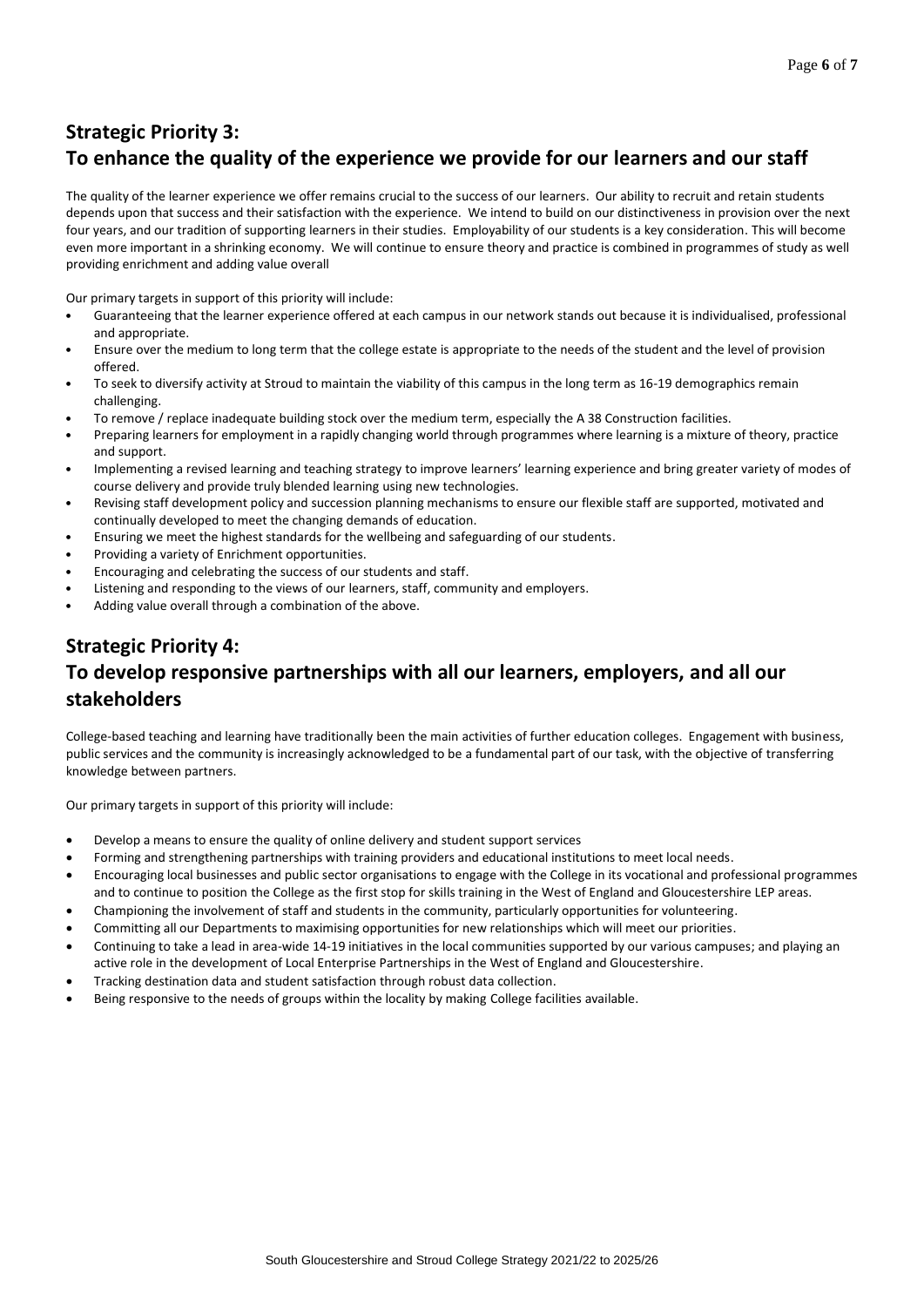## Strategic Priority 3:
## To enhance the quality of the experience we provide for our learners and our staff

The quality of the learner experience we offer remains crucial to the success of our learners. Our ability to recruit and retain students depends upon that success and their satisfaction with the experience. We intend to build on our distinctiveness in provision over the next four years, and our tradition of supporting learners in their studies. Employability of our students is a key consideration. This will become even more important in a shrinking economy. We will continue to ensure theory and practice is combined in programmes of study as well providing enrichment and adding value overall

Our primary targets in support of this priority will include:

- Guaranteeing that the learner experience offered at each campus in our network stands out because it is individualised, professional and appropriate.
- Ensure over the medium to long term that the college estate is appropriate to the needs of the student and the level of provision offered.
- To seek to diversify activity at Stroud to maintain the viability of this campus in the long term as 16-19 demographics remain challenging.
- To remove / replace inadequate building stock over the medium term, especially the A 38 Construction facilities.
- Preparing learners for employment in a rapidly changing world through programmes where learning is a mixture of theory, practice and support.
- Implementing a revised learning and teaching strategy to improve learners' learning experience and bring greater variety of modes of course delivery and provide truly blended learning using new technologies.
- Revising staff development policy and succession planning mechanisms to ensure our flexible staff are supported, motivated and continually developed to meet the changing demands of education.
- Ensuring we meet the highest standards for the wellbeing and safeguarding of our students.
- Providing a variety of Enrichment opportunities.
- Encouraging and celebrating the success of our students and staff.
- Listening and responding to the views of our learners, staff, community and employers.
- Adding value overall through a combination of the above.

## Strategic Priority 4:
## To develop responsive partnerships with all our learners, employers, and all our stakeholders

College-based teaching and learning have traditionally been the main activities of further education colleges. Engagement with business, public services and the community is increasingly acknowledged to be a fundamental part of our task, with the objective of transferring knowledge between partners.

Our primary targets in support of this priority will include:

- Develop a means to ensure the quality of online delivery and student support services
- Forming and strengthening partnerships with training providers and educational institutions to meet local needs.
- Encouraging local businesses and public sector organisations to engage with the College in its vocational and professional programmes and to continue to position the College as the first stop for skills training in the West of England and Gloucestershire LEP areas.
- Championing the involvement of staff and students in the community, particularly opportunities for volunteering.
- Committing all our Departments to maximising opportunities for new relationships which will meet our priorities.
- Continuing to take a lead in area-wide 14-19 initiatives in the local communities supported by our various campuses; and playing an active role in the development of Local Enterprise Partnerships in the West of England and Gloucestershire.
- Tracking destination data and student satisfaction through robust data collection.
- Being responsive to the needs of groups within the locality by making College facilities available.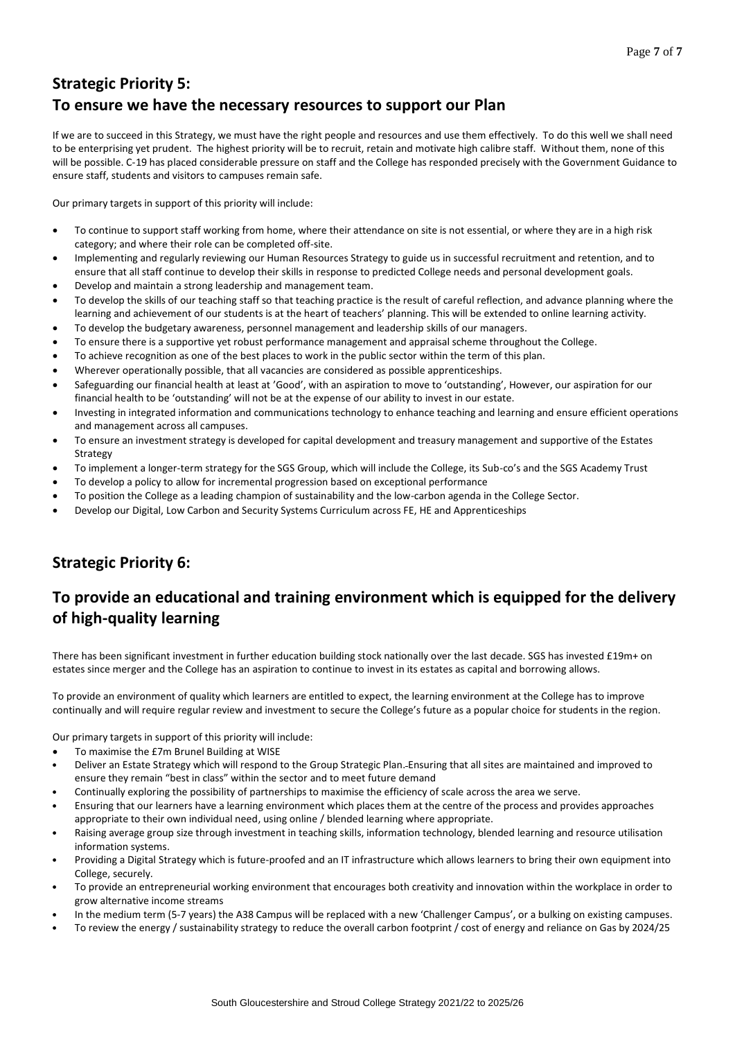## Strategic Priority 5:
## To ensure we have the necessary resources to support our Plan

If we are to succeed in this Strategy, we must have the right people and resources and use them effectively. To do this well we shall need to be enterprising yet prudent. The highest priority will be to recruit, retain and motivate high calibre staff. Without them, none of this will be possible. C-19 has placed considerable pressure on staff and the College has responded precisely with the Government Guidance to ensure staff, students and visitors to campuses remain safe.

Our primary targets in support of this priority will include:

- To continue to support staff working from home, where their attendance on site is not essential, or where they are in a high risk category; and where their role can be completed off-site.
- Implementing and regularly reviewing our Human Resources Strategy to guide us in successful recruitment and retention, and to ensure that all staff continue to develop their skills in response to predicted College needs and personal development goals.
- Develop and maintain a strong leadership and management team.
- To develop the skills of our teaching staff so that teaching practice is the result of careful reflection, and advance planning where the learning and achievement of our students is at the heart of teachers' planning. This will be extended to online learning activity.
- To develop the budgetary awareness, personnel management and leadership skills of our managers.
- To ensure there is a supportive yet robust performance management and appraisal scheme throughout the College.
- To achieve recognition as one of the best places to work in the public sector within the term of this plan.
- Wherever operationally possible, that all vacancies are considered as possible apprenticeships.
- Safeguarding our financial health at least at 'Good', with an aspiration to move to 'outstanding', However, our aspiration for our financial health to be 'outstanding' will not be at the expense of our ability to invest in our estate.
- Investing in integrated information and communications technology to enhance teaching and learning and ensure efficient operations and management across all campuses.
- To ensure an investment strategy is developed for capital development and treasury management and supportive of the Estates Strategy
- To implement a longer-term strategy for the SGS Group, which will include the College, its Sub-co's and the SGS Academy Trust
- To develop a policy to allow for incremental progression based on exceptional performance
- To position the College as a leading champion of sustainability and the low-carbon agenda in the College Sector.
- Develop our Digital, Low Carbon and Security Systems Curriculum across FE, HE and Apprenticeships

## Strategic Priority 6:

## To provide an educational and training environment which is equipped for the delivery of high-quality learning

There has been significant investment in further education building stock nationally over the last decade. SGS has invested £19m+ on estates since merger and the College has an aspiration to continue to invest in its estates as capital and borrowing allows.

To provide an environment of quality which learners are entitled to expect, the learning environment at the College has to improve continually and will require regular review and investment to secure the College's future as a popular choice for students in the region.

Our primary targets in support of this priority will include:

- To maximise the £7m Brunel Building at WISE
- Deliver an Estate Strategy which will respond to the Group Strategic Plan. Ensuring that all sites are maintained and improved to ensure they remain "best in class" within the sector and to meet future demand
- Continually exploring the possibility of partnerships to maximise the efficiency of scale across the area we serve.
- Ensuring that our learners have a learning environment which places them at the centre of the process and provides approaches appropriate to their own individual need, using online / blended learning where appropriate.
- Raising average group size through investment in teaching skills, information technology, blended learning and resource utilisation information systems.
- Providing a Digital Strategy which is future-proofed and an IT infrastructure which allows learners to bring their own equipment into College, securely.
- To provide an entrepreneurial working environment that encourages both creativity and innovation within the workplace in order to grow alternative income streams
- In the medium term (5-7 years) the A38 Campus will be replaced with a new 'Challenger Campus', or a bulking on existing campuses.
- To review the energy / sustainability strategy to reduce the overall carbon footprint / cost of energy and reliance on Gas by 2024/25